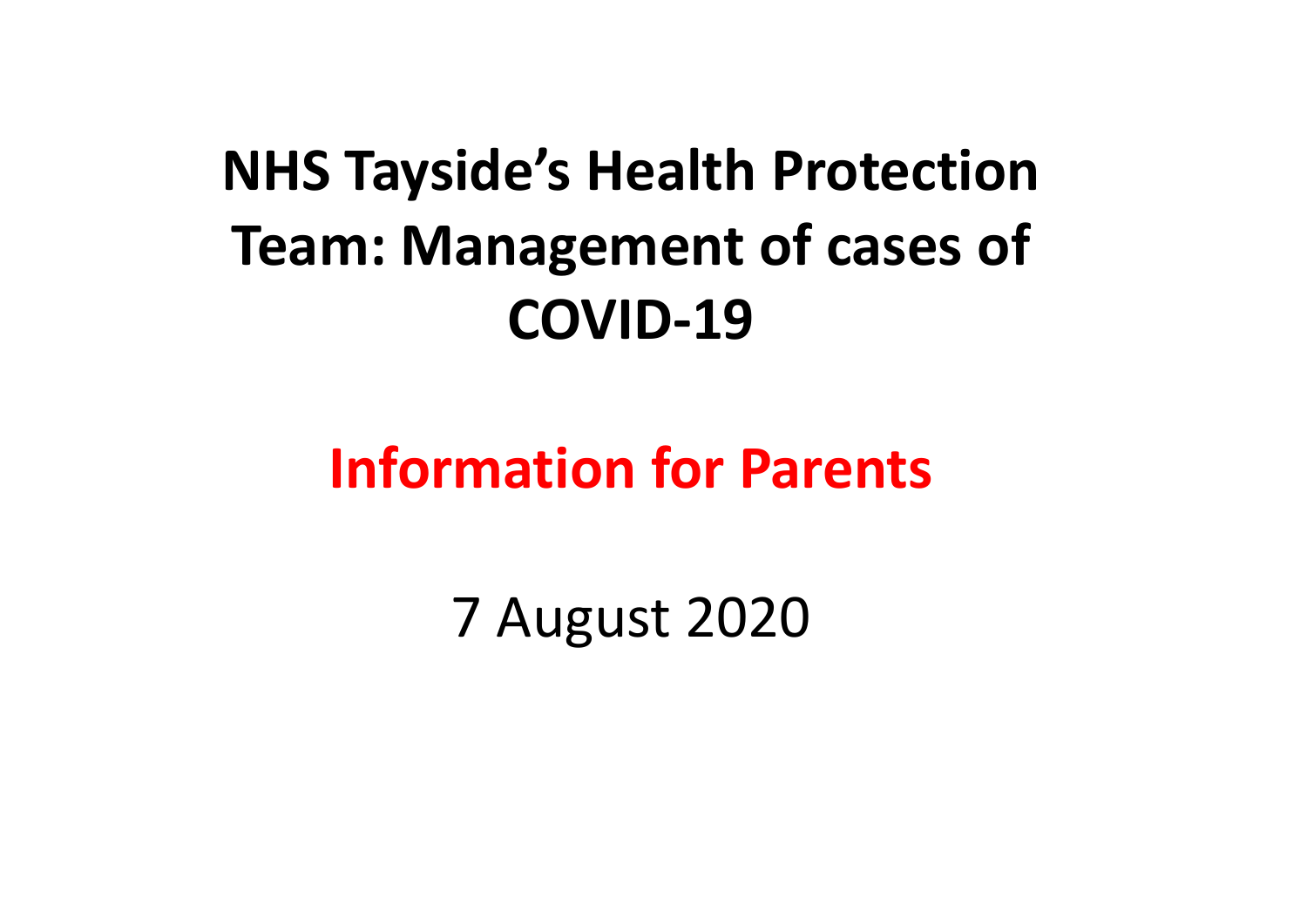# NHS Tayside's Health Protection Team: Management of cases of COVID-19

## Information for Parents

7 August 2020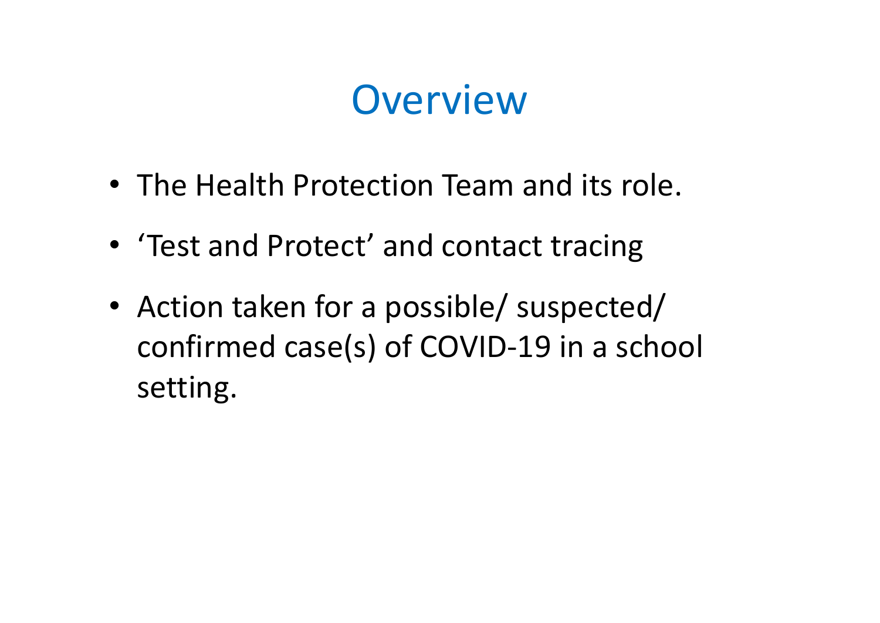# Overview

- The Health Protection Team and its role.
- 'Test and Protect' and contact tracing
- Action taken for a possible/ suspected/ confirmed case(s) of COVID-19 in a school setting.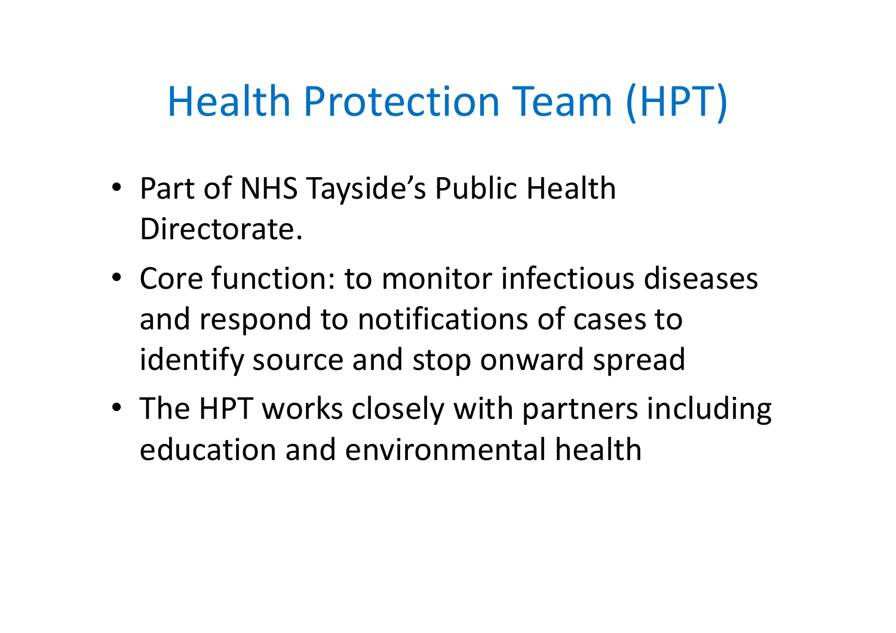# Health Protection Team (HPT)

- Part of NHS Tayside's Public Health Directorate.
- Core function: to monitor infectious diseases and respond to notifications of cases to identify source and stop onward spread
- The HPT works closely with partners including education and environmental health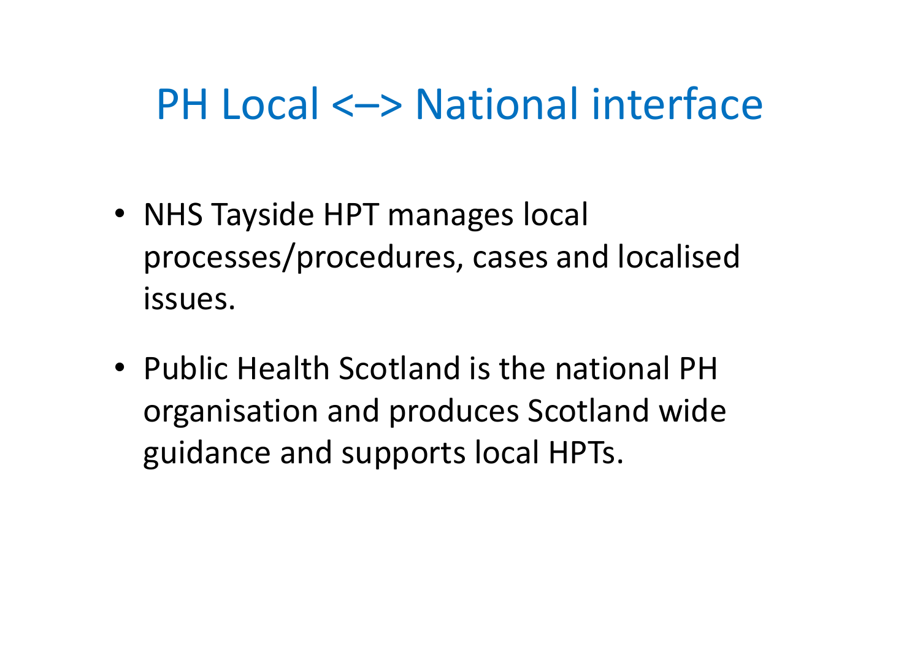# PH Local <–> National interface

- NHS Tayside HPT manages local processes/procedures, cases and localised issues.
- Public Health Scotland is the national PH organisation and produces Scotland wide guidance and supports local HPTs.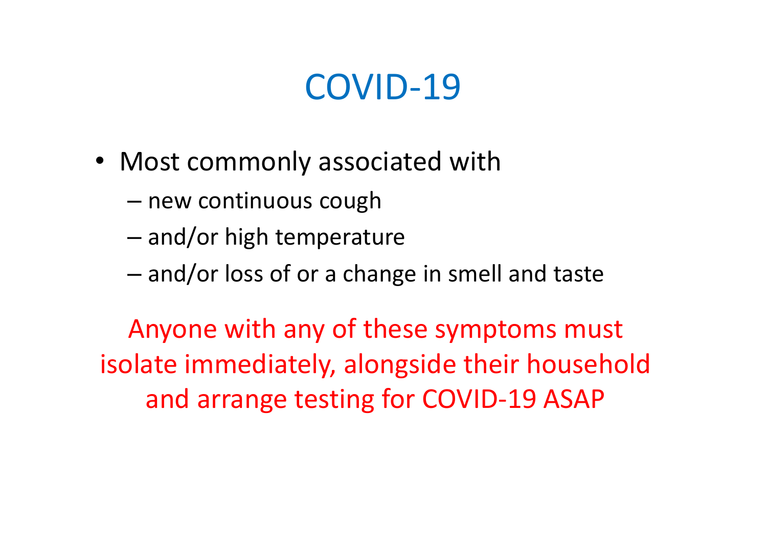# COVID-19

- Most commonly associated with
  - new continuous cough
  - and/or high temperature
  - and/or loss of or a change in smell and taste

Anyone with any of these symptoms must isolate immediately, alongside their household and arrange testing for COVID-19 ASAP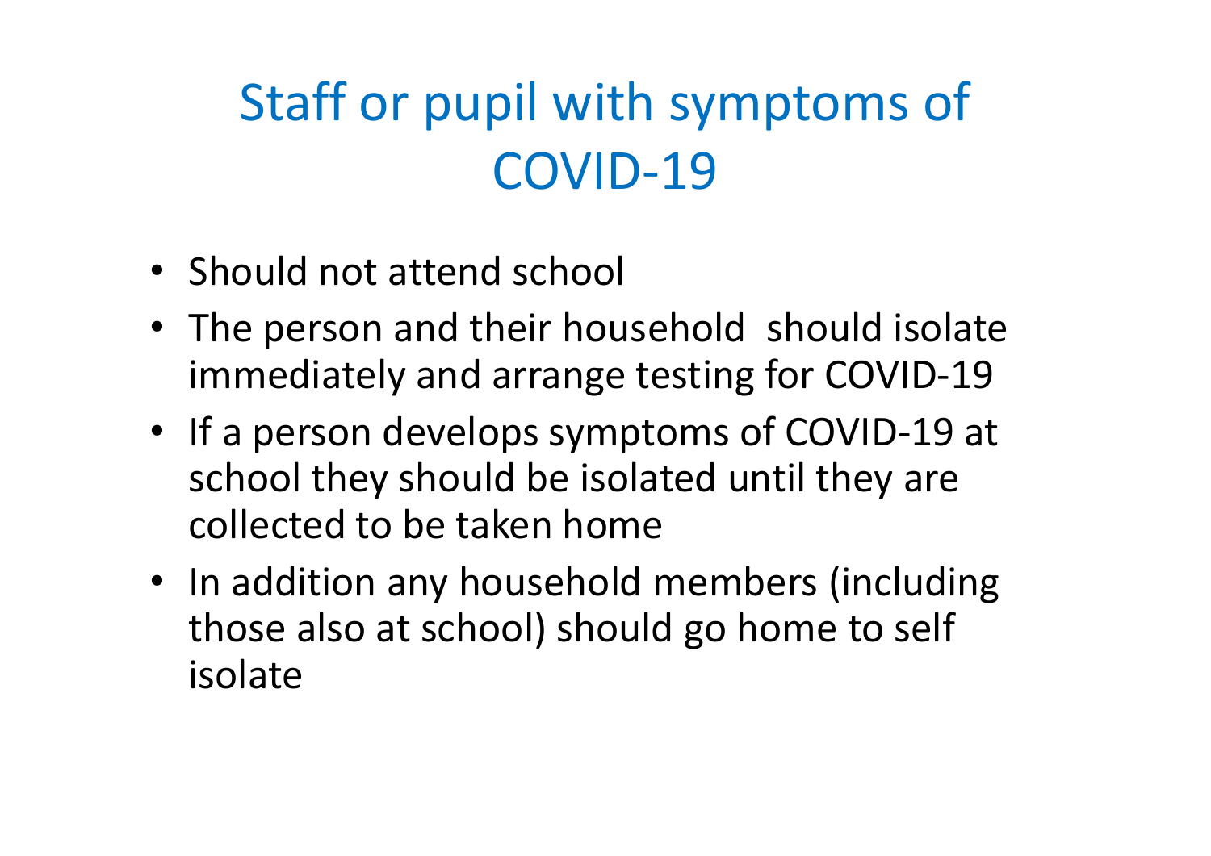# Staff or pupil with symptoms of COVID-19

- Should not attend school
- The person and their household should isolate immediately and arrange testing for COVID-19
- If a person develops symptoms of COVID-19 at school they should be isolated until they are collected to be taken home
- In addition any household members (including those also at school) should go home to self isolate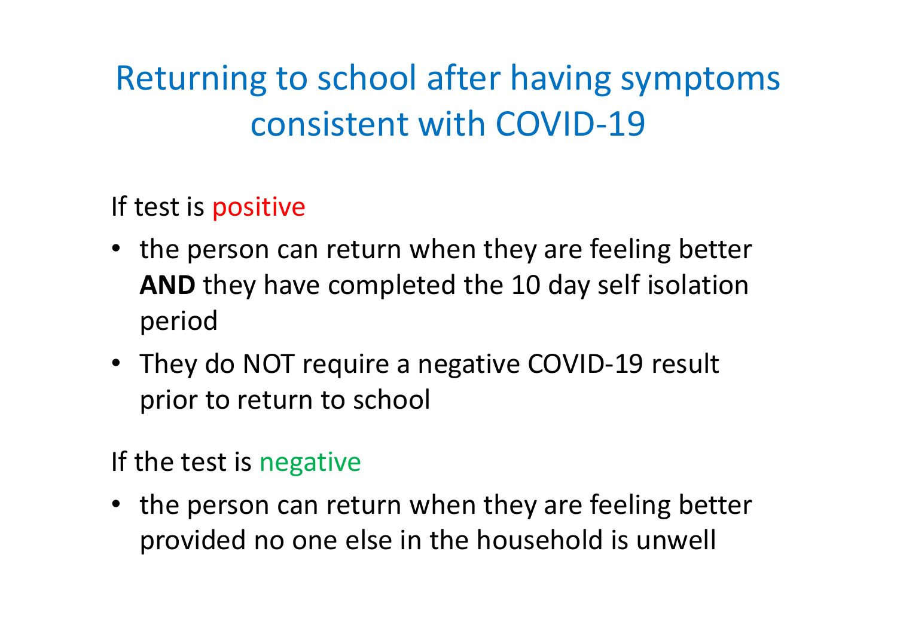# Returning to school after having symptoms consistent with COVID-19

If test is positive

- the person can return when they are feeling better **AND** they have completed the 10 day self isolation period
- They do NOT require a negative COVID-19 result prior to return to school

If the test is negative

- the person can return when they are feeling better provided no one else in the household is unwell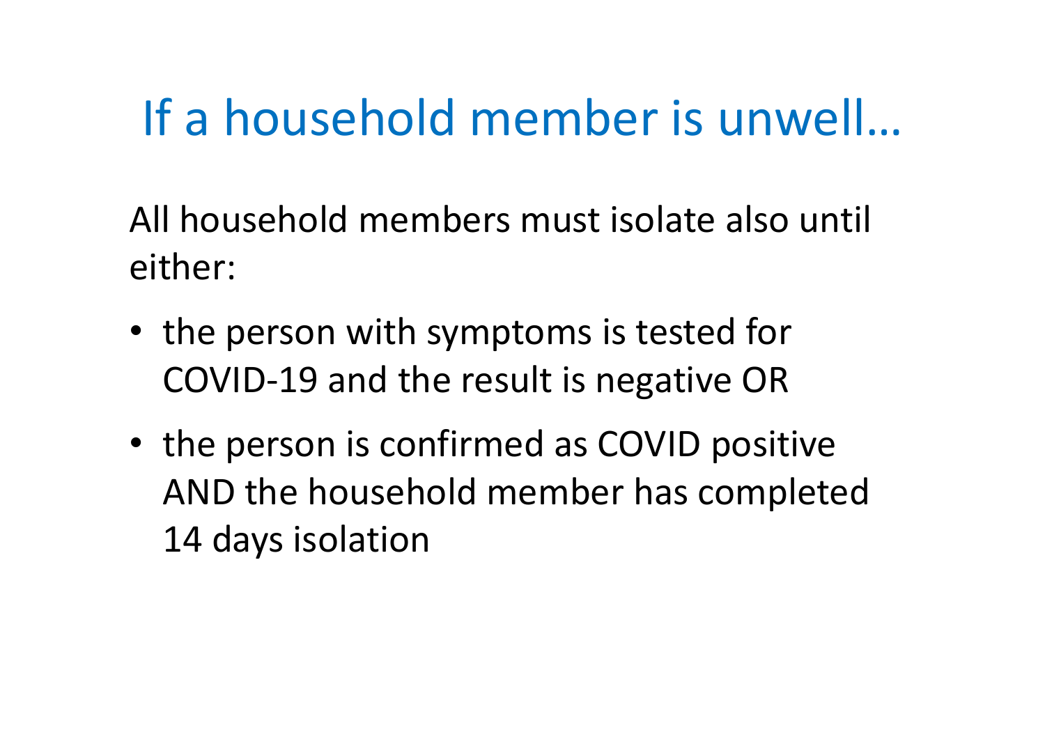# If a household member is unwell…

All household members must isolate also until either:

- the person with symptoms is tested for COVID-19 and the result is negative OR
- the person is confirmed as COVID positive AND the household member has completed 14 days isolation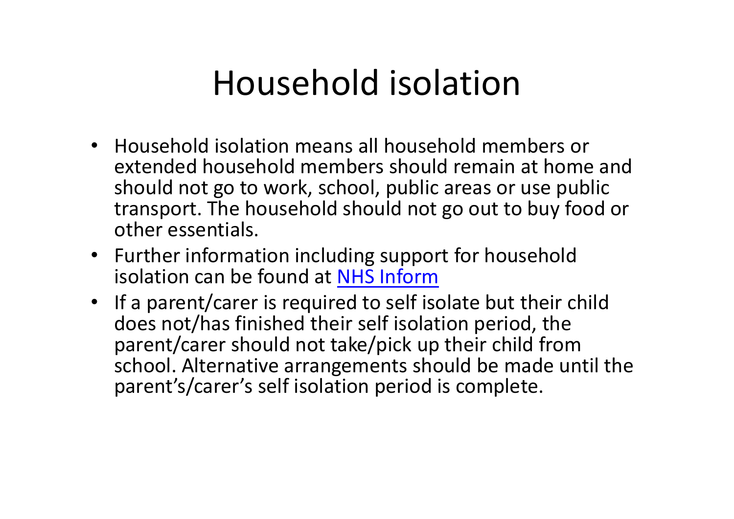# Household isolation

- Household isolation means all household members or extended household members should remain at home and should not go to work, school, public areas or use public transport. The household should not go out to buy food or other essentials.
- Further information including support for household isolation can be found at NHS Inform
- If a parent/carer is required to self isolate but their child does not/has finished their self isolation period, the parent/carer should not take/pick up their child from school. Alternative arrangements should be made until the parent's/carer's self isolation period is complete.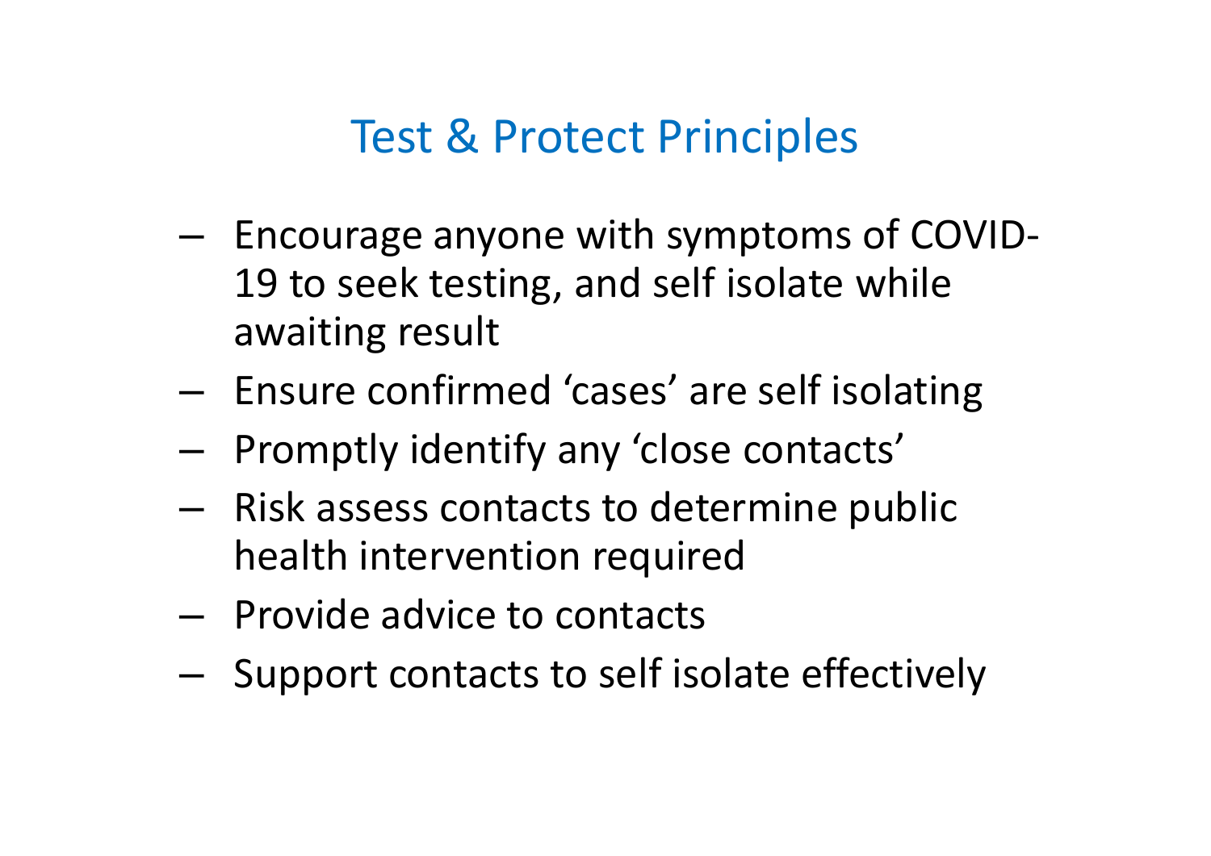# Test & Protect Principles

- Encourage anyone with symptoms of COVID-19 to seek testing, and self isolate while awaiting result
- Ensure confirmed 'cases' are self isolating
- Promptly identify any 'close contacts'
- Risk assess contacts to determine public health intervention required
- Provide advice to contacts
- Support contacts to self isolate effectively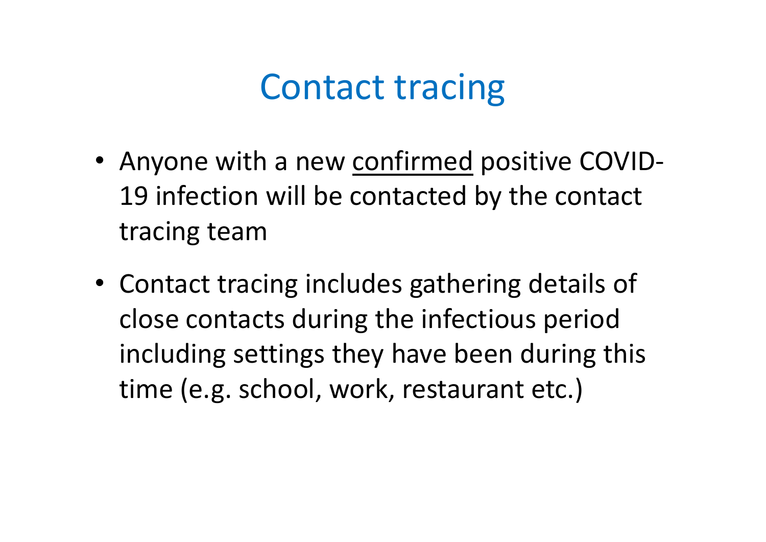# Contact tracing

- Anyone with a new <u>confirmed</u> positive COVID-19 infection will be contacted by the contact tracing team
- Contact tracing includes gathering details of close contacts during the infectious period including settings they have been during this time (e.g. school, work, restaurant etc.)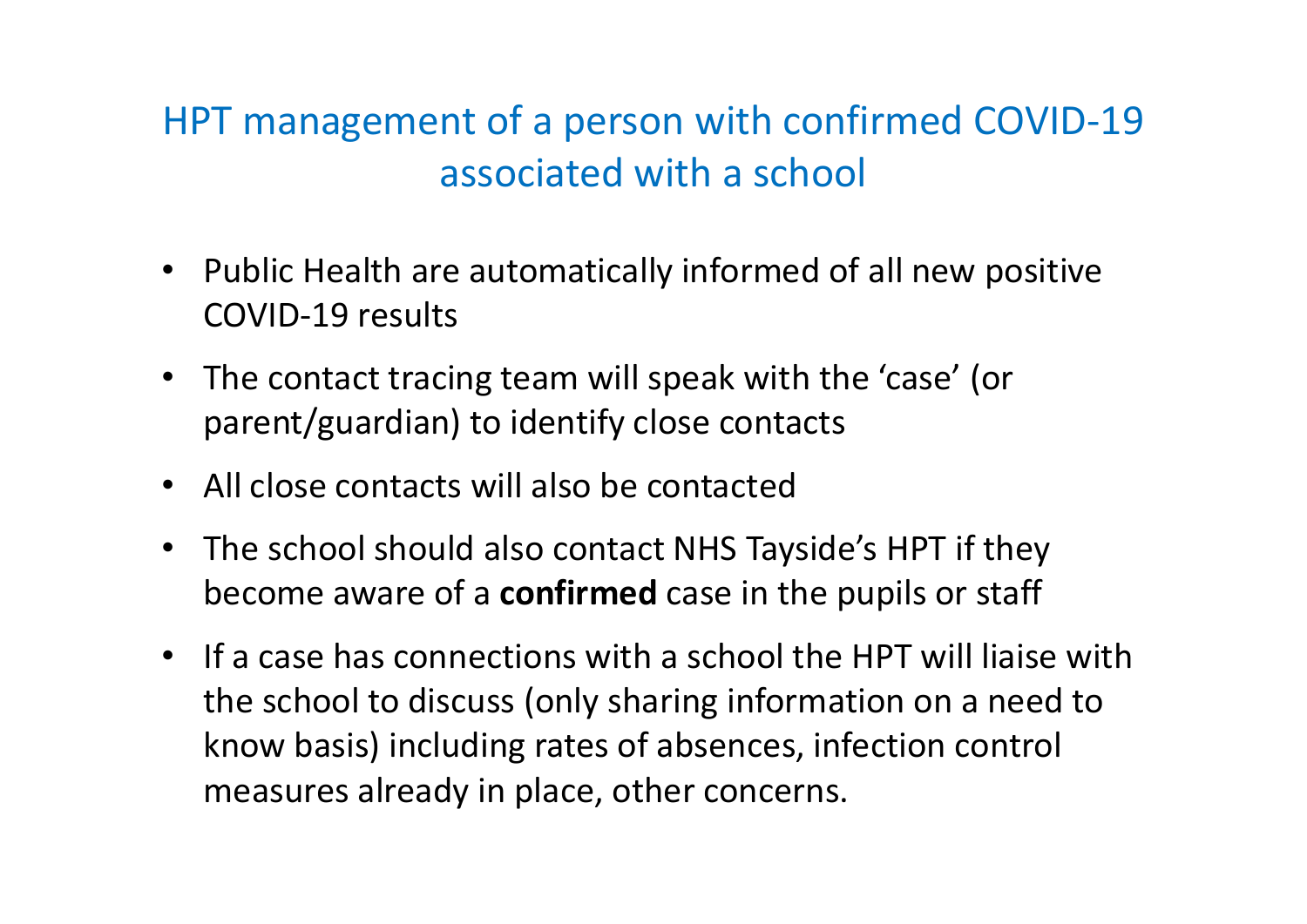## HPT management of a person with confirmed COVID-19 associated with a school

- Public Health are automatically informed of all new positive COVID-19 results
- The contact tracing team will speak with the 'case' (or parent/guardian) to identify close contacts
- All close contacts will also be contacted
- The school should also contact NHS Tayside's HPT if they become aware of a **confirmed** case in the pupils or staff
- If a case has connections with a school the HPT will liaise with the school to discuss (only sharing information on a need to know basis) including rates of absences, infection control measures already in place, other concerns.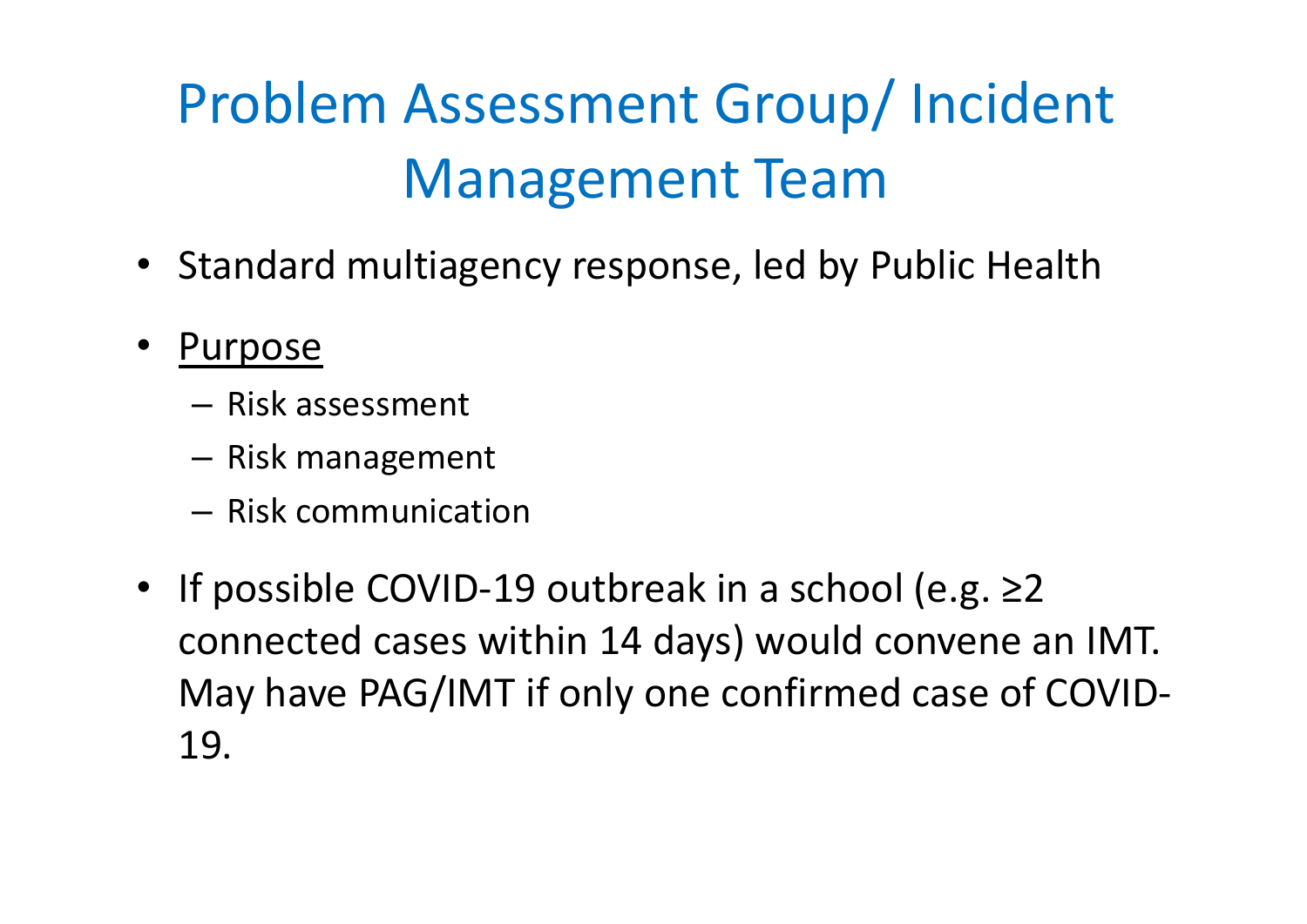# Problem Assessment Group/ Incident Management Team

- Standard multiagency response, led by Public Health
- Purpose
  - Risk assessment
  - Risk management
  - Risk communication
- If possible COVID-19 outbreak in a school (e.g. $\geq 2$ connected cases within 14 days) would convene an IMT. May have PAG/IMT if only one confirmed case of COVID-19.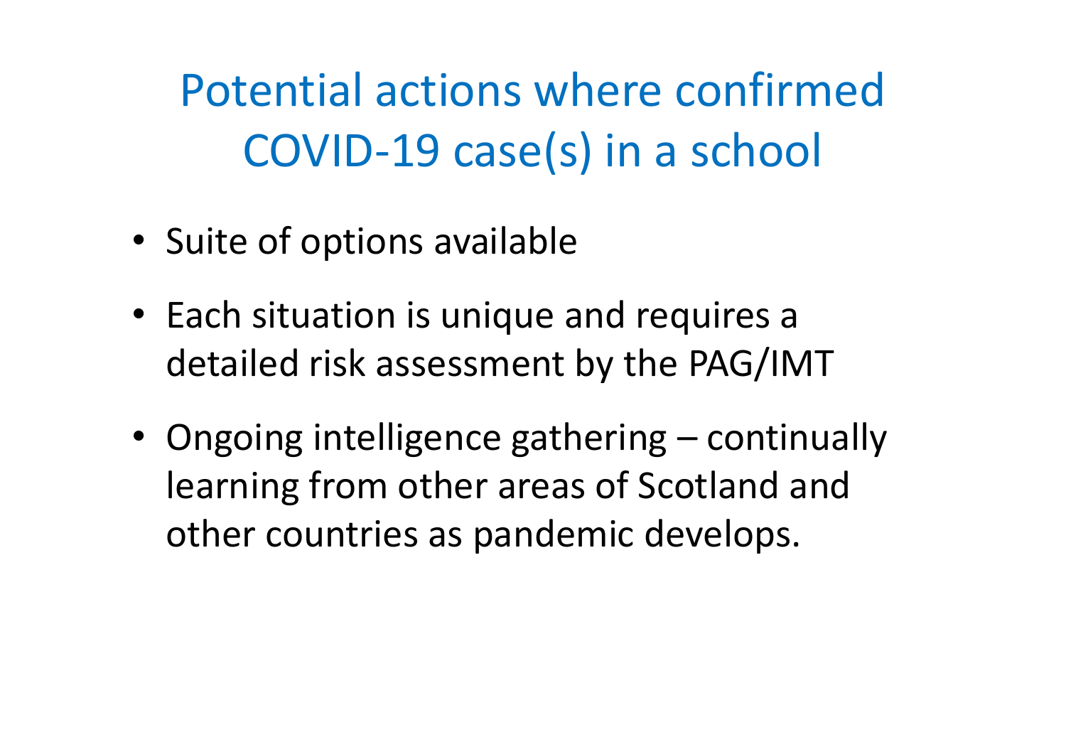# Potential actions where confirmed COVID-19 case(s) in a school

- Suite of options available
- Each situation is unique and requires a detailed risk assessment by the PAG/IMT
- Ongoing intelligence gathering – continually learning from other areas of Scotland and other countries as pandemic develops.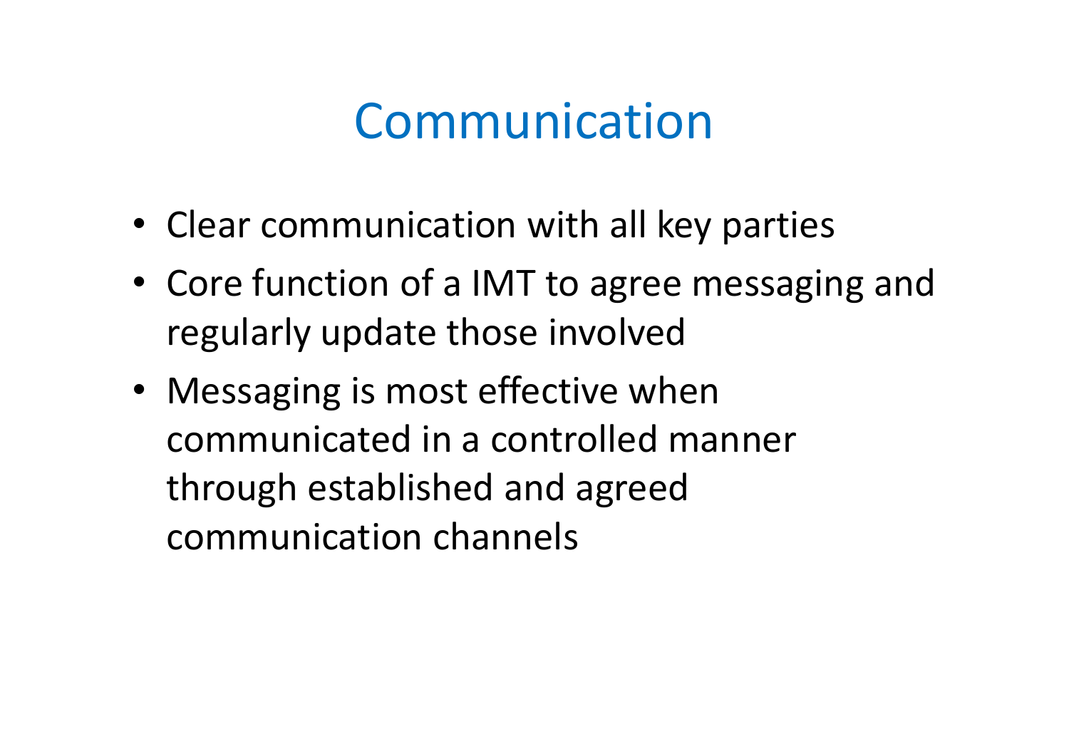# Communication

- Clear communication with all key parties
- Core function of a IMT to agree messaging and regularly update those involved
- Messaging is most effective when communicated in a controlled manner through established and agreed communication channels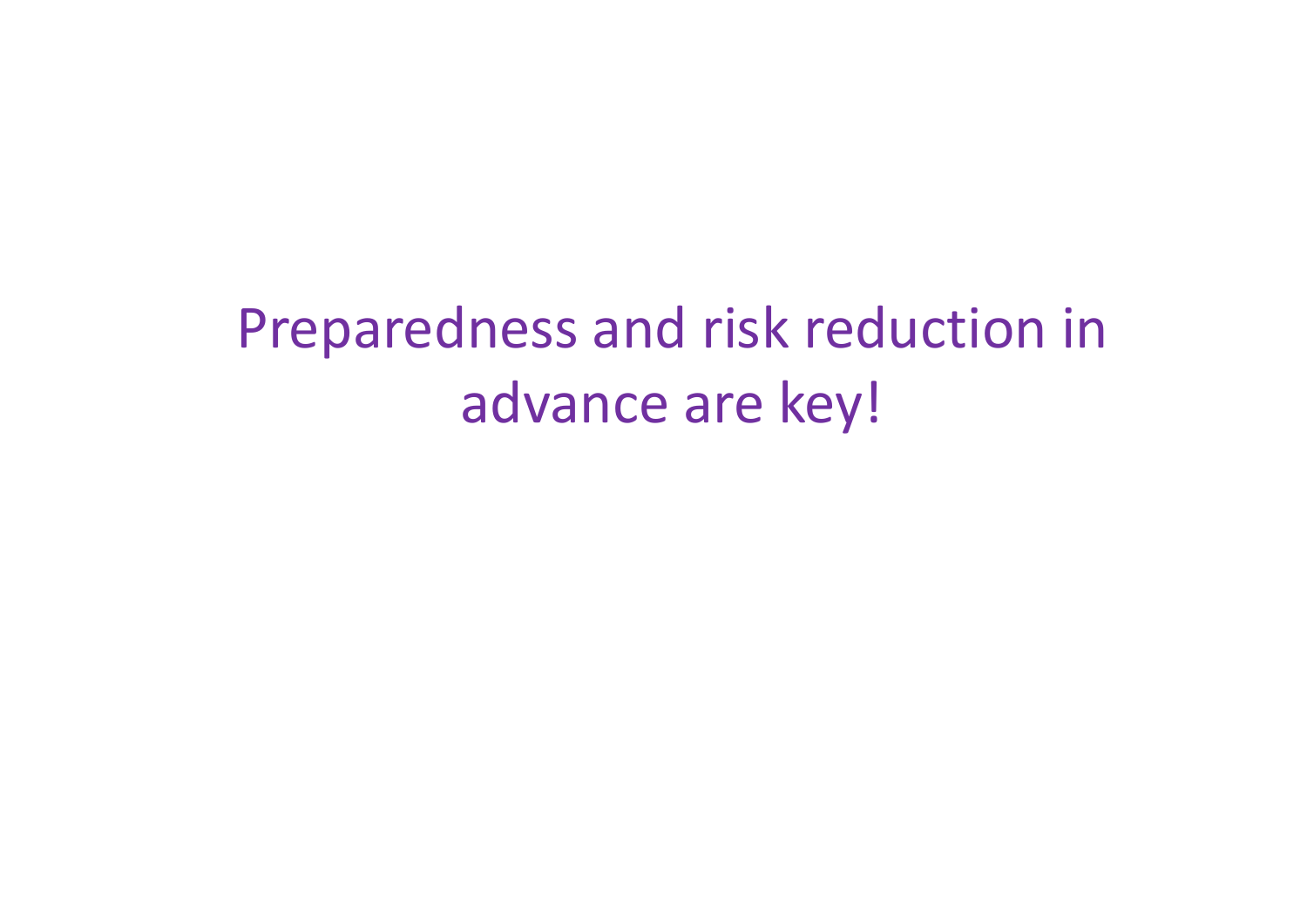Preparedness and risk reduction in advance are key!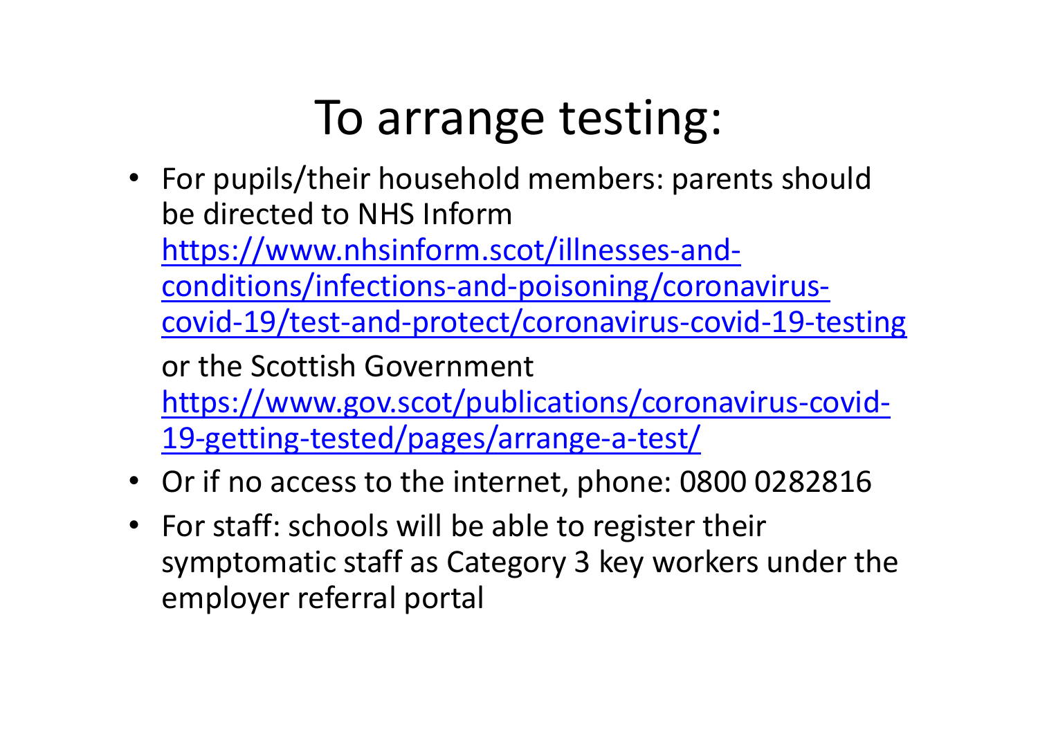# To arrange testing:

- For pupils/their household members: parents should be directed to NHS Inform https://www.nhsinform.scot/illnesses-and-conditions/infections-and-poisoning/coronavirus-covid-19/test-and-protect/coronavirus-covid-19-testing

  or the Scottish Government https://www.gov.scot/publications/coronavirus-covid-19-getting-tested/pages/arrange-a-test/
- Or if no access to the internet, phone: 0800 0282816
- For staff: schools will be able to register their symptomatic staff as Category 3 key workers under the employer referral portal